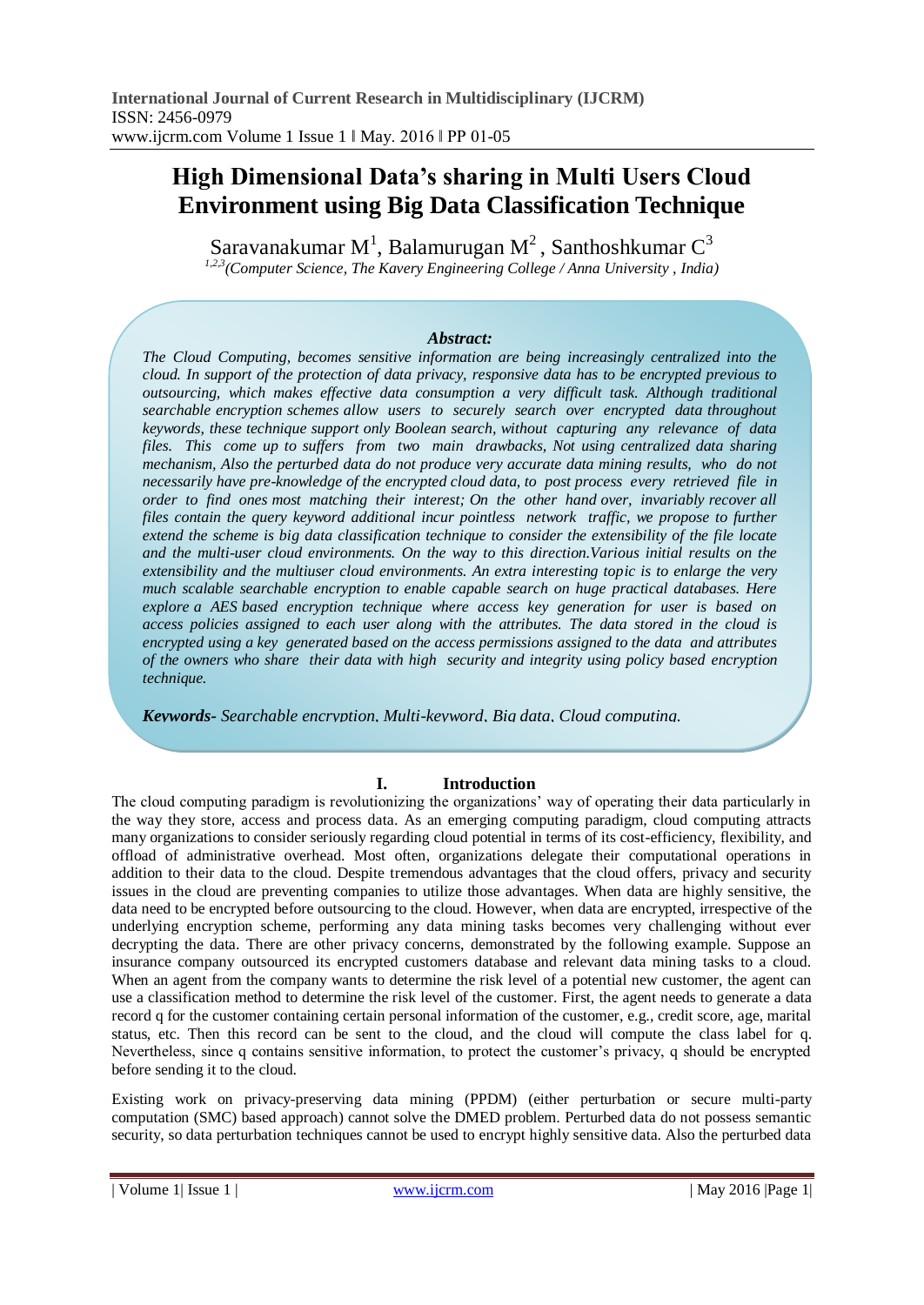# High Dimensional Data's sharing in Multi Users Cloud Environment using Big Data Classification Technique

Saravanakumar M[1], Balamurugan M[2], Santhoshkumar C[3]

[1,2,3](Computer Science, The Kavery Engineering College / Anna University , India)

***Abstract:***

*The Cloud Computing, becomes sensitive information are being increasingly centralized into the cloud. In support of the protection of data privacy, responsive data has to be encrypted previous to outsourcing, which makes effective data consumption a very difficult task. Although traditional searchable encryption schemes allow users to securely search over encrypted data throughout keywords, these technique support only Boolean search, without capturing any relevance of data files. This come up to suffers from two main drawbacks, Not using centralized data sharing mechanism, Also the perturbed data do not produce very accurate data mining results, who do not necessarily have pre-knowledge of the encrypted cloud data, to post process every retrieved file in order to find ones most matching their interest; On the other hand over, invariably recover all files contain the query keyword additional incur pointless network traffic, we propose to further extend the scheme is big data classification technique to consider the extensibility of the file locate and the multi-user cloud environments. On the way to this direction.Various initial results on the extensibility and the multiuser cloud environments. An extra interesting topic is to enlarge the very much scalable searchable encryption to enable capable search on huge practical databases. Here explore a AES based encryption technique where access key generation for user is based on access policies assigned to each user along with the attributes. The data stored in the cloud is encrypted using a key generated based on the access permissions assigned to the data and attributes of the owners who share their data with high security and integrity using policy based encryption technique.*

***Keywords-** Searchable encryption, Multi-keyword, Big data, Cloud computing.*

## I. Introduction

The cloud computing paradigm is revolutionizing the organizations' way of operating their data particularly in the way they store, access and process data. As an emerging computing paradigm, cloud computing attracts many organizations to consider seriously regarding cloud potential in terms of its cost-efficiency, flexibility, and offload of administrative overhead. Most often, organizations delegate their computational operations in addition to their data to the cloud. Despite tremendous advantages that the cloud offers, privacy and security issues in the cloud are preventing companies to utilize those advantages. When data are highly sensitive, the data need to be encrypted before outsourcing to the cloud. However, when data are encrypted, irrespective of the underlying encryption scheme, performing any data mining tasks becomes very challenging without ever decrypting the data. There are other privacy concerns, demonstrated by the following example. Suppose an insurance company outsourced its encrypted customers database and relevant data mining tasks to a cloud. When an agent from the company wants to determine the risk level of a potential new customer, the agent can use a classification method to determine the risk level of the customer. First, the agent needs to generate a data record q for the customer containing certain personal information of the customer, e.g., credit score, age, marital status, etc. Then this record can be sent to the cloud, and the cloud will compute the class label for q. Nevertheless, since q contains sensitive information, to protect the customer's privacy, q should be encrypted before sending it to the cloud.

Existing work on privacy-preserving data mining (PPDM) (either perturbation or secure multi-party computation (SMC) based approach) cannot solve the DMED problem. Perturbed data do not possess semantic security, so data perturbation techniques cannot be used to encrypt highly sensitive data. Also the perturbed data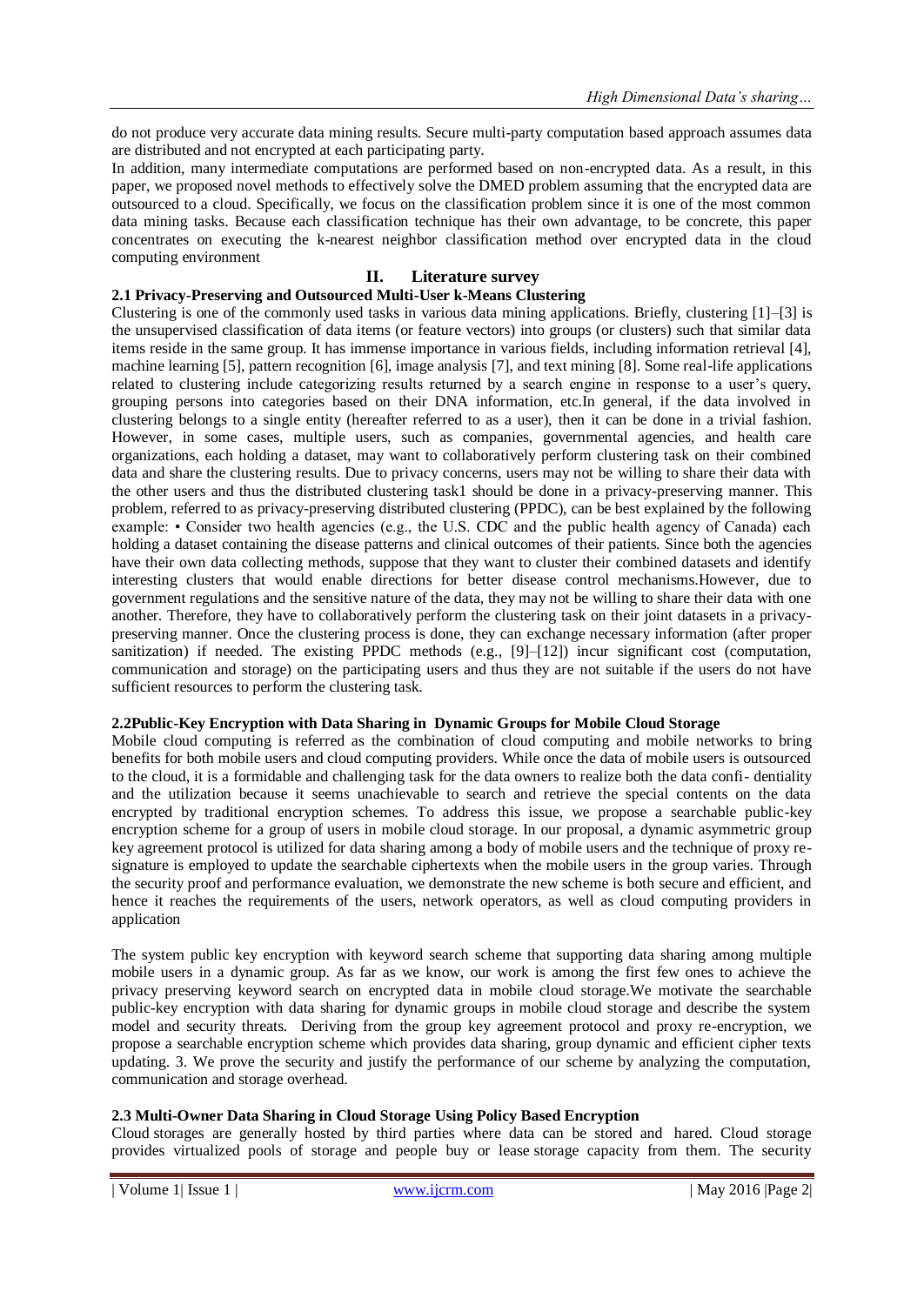do not produce very accurate data mining results. Secure multi-party computation based approach assumes data are distributed and not encrypted at each participating party.

In addition, many intermediate computations are performed based on non-encrypted data. As a result, in this paper, we proposed novel methods to effectively solve the DMED problem assuming that the encrypted data are outsourced to a cloud. Specifically, we focus on the classification problem since it is one of the most common data mining tasks. Because each classification technique has their own advantage, to be concrete, this paper concentrates on executing the k-nearest neighbor classification method over encrypted data in the cloud computing environment

## II. Literature survey

### 2.1 Privacy-Preserving and Outsourced Multi-User k-Means Clustering

Clustering is one of the commonly used tasks in various data mining applications. Briefly, clustering [1]–[3] is the unsupervised classification of data items (or feature vectors) into groups (or clusters) such that similar data items reside in the same group. It has immense importance in various fields, including information retrieval [4], machine learning [5], pattern recognition [6], image analysis [7], and text mining [8]. Some real-life applications related to clustering include categorizing results returned by a search engine in response to a user's query, grouping persons into categories based on their DNA information, etc.In general, if the data involved in clustering belongs to a single entity (hereafter referred to as a user), then it can be done in a trivial fashion. However, in some cases, multiple users, such as companies, governmental agencies, and health care organizations, each holding a dataset, may want to collaboratively perform clustering task on their combined data and share the clustering results. Due to privacy concerns, users may not be willing to share their data with the other users and thus the distributed clustering task1 should be done in a privacy-preserving manner. This problem, referred to as privacy-preserving distributed clustering (PPDC), can be best explained by the following example: • Consider two health agencies (e.g., the U.S. CDC and the public health agency of Canada) each holding a dataset containing the disease patterns and clinical outcomes of their patients. Since both the agencies have their own data collecting methods, suppose that they want to cluster their combined datasets and identify interesting clusters that would enable directions for better disease control mechanisms.However, due to government regulations and the sensitive nature of the data, they may not be willing to share their data with one another. Therefore, they have to collaboratively perform the clustering task on their joint datasets in a privacy-preserving manner. Once the clustering process is done, they can exchange necessary information (after proper sanitization) if needed. The existing PPDC methods (e.g., [9]–[12]) incur significant cost (computation, communication and storage) on the participating users and thus they are not suitable if the users do not have sufficient resources to perform the clustering task.

### 2.2Public-Key Encryption with Data Sharing in Dynamic Groups for Mobile Cloud Storage

Mobile cloud computing is referred as the combination of cloud computing and mobile networks to bring benefits for both mobile users and cloud computing providers. While once the data of mobile users is outsourced to the cloud, it is a formidable and challenging task for the data owners to realize both the data confi- dentiality and the utilization because it seems unachievable to search and retrieve the special contents on the data encrypted by traditional encryption schemes. To address this issue, we propose a searchable public-key encryption scheme for a group of users in mobile cloud storage. In our proposal, a dynamic asymmetric group key agreement protocol is utilized for data sharing among a body of mobile users and the technique of proxy re-signature is employed to update the searchable ciphertexts when the mobile users in the group varies. Through the security proof and performance evaluation, we demonstrate the new scheme is both secure and efficient, and hence it reaches the requirements of the users, network operators, as well as cloud computing providers in application

The system public key encryption with keyword search scheme that supporting data sharing among multiple mobile users in a dynamic group. As far as we know, our work is among the first few ones to achieve the privacy preserving keyword search on encrypted data in mobile cloud storage.We motivate the searchable public-key encryption with data sharing for dynamic groups in mobile cloud storage and describe the system model and security threats. Deriving from the group key agreement protocol and proxy re-encryption, we propose a searchable encryption scheme which provides data sharing, group dynamic and efficient cipher texts updating. 3. We prove the security and justify the performance of our scheme by analyzing the computation, communication and storage overhead.

### 2.3 Multi-Owner Data Sharing in Cloud Storage Using Policy Based Encryption

Cloud storages are generally hosted by third parties where data can be stored and hared. Cloud storage provides virtualized pools of storage and people buy or lease storage capacity from them. The security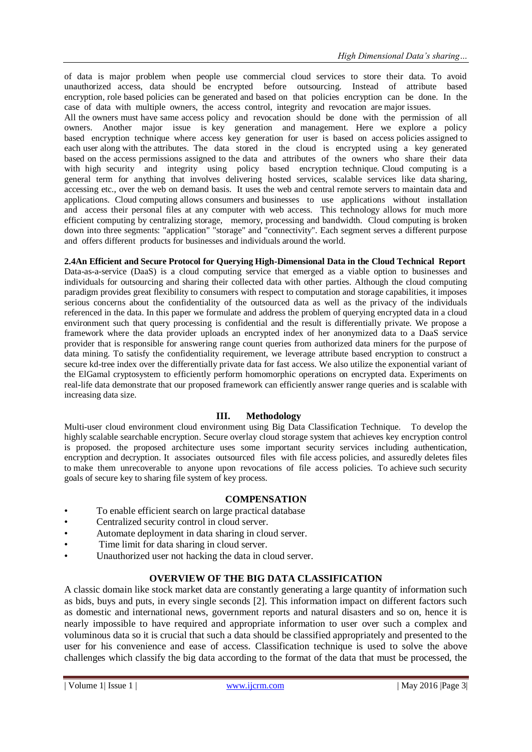of data is major problem when people use commercial cloud services to store their data. To avoid unauthorized access, data should be encrypted before outsourcing. Instead of attribute based encryption, role based policies can be generated and based on that policies encryption can be done. In the case of data with multiple owners, the access control, integrity and revocation are major issues.

All the owners must have same access policy and revocation should be done with the permission of all owners. Another major issue is key generation and management. Here we explore a policy based encryption technique where access key generation for user is based on access policies assigned to each user along with the attributes. The data stored in the cloud is encrypted using a key generated based on the access permissions assigned to the data and attributes of the owners who share their data with high security and integrity using policy based encryption technique. Cloud computing is a general term for anything that involves delivering hosted services, scalable services like data sharing, accessing etc., over the web on demand basis. It uses the web and central remote servers to maintain data and applications. Cloud computing allows consumers and businesses to use applications without installation and access their personal files at any computer with web access. This technology allows for much more efficient computing by centralizing storage, memory, processing and bandwidth. Cloud computing is broken down into three segments: "application" "storage" and "connectivity". Each segment serves a different purpose and offers different products for businesses and individuals around the world.

**2.4An Efficient and Secure Protocol for Querying High-Dimensional Data in the Cloud Technical Report**

Data-as-a-service (DaaS) is a cloud computing service that emerged as a viable option to businesses and individuals for outsourcing and sharing their collected data with other parties. Although the cloud computing paradigm provides great flexibility to consumers with respect to computation and storage capabilities, it imposes serious concerns about the confidentiality of the outsourced data as well as the privacy of the individuals referenced in the data. In this paper we formulate and address the problem of querying encrypted data in a cloud environment such that query processing is confidential and the result is differentially private. We propose a framework where the data provider uploads an encrypted index of her anonymized data to a DaaS service provider that is responsible for answering range count queries from authorized data miners for the purpose of data mining. To satisfy the confidentiality requirement, we leverage attribute based encryption to construct a secure kd-tree index over the differentially private data for fast access. We also utilize the exponential variant of the ElGamal cryptosystem to efficiently perform homomorphic operations on encrypted data. Experiments on real-life data demonstrate that our proposed framework can efficiently answer range queries and is scalable with increasing data size.

## III. Methodology

Multi-user cloud environment cloud environment using Big Data Classification Technique. To develop the highly scalable searchable encryption. Secure overlay cloud storage system that achieves key encryption control is proposed. the proposed architecture uses some important security services including authentication, encryption and decryption. It associates outsourced files with file access policies, and assuredly deletes files to make them unrecoverable to anyone upon revocations of file access policies. To achieve such security goals of secure key to sharing file system of key process.

### COMPENSATION

- To enable efficient search on large practical database
- Centralized security control in cloud server.
- Automate deployment in data sharing in cloud server.
- Time limit for data sharing in cloud server.
- Unauthorized user not hacking the data in cloud server.

### OVERVIEW OF THE BIG DATA CLASSIFICATION

A classic domain like stock market data are constantly generating a large quantity of information such as bids, buys and puts, in every single seconds [2]. This information impact on different factors such as domestic and international news, government reports and natural disasters and so on, hence it is nearly impossible to have required and appropriate information to user over such a complex and voluminous data so it is crucial that such a data should be classified appropriately and presented to the user for his convenience and ease of access. Classification technique is used to solve the above challenges which classify the big data according to the format of the data that must be processed, the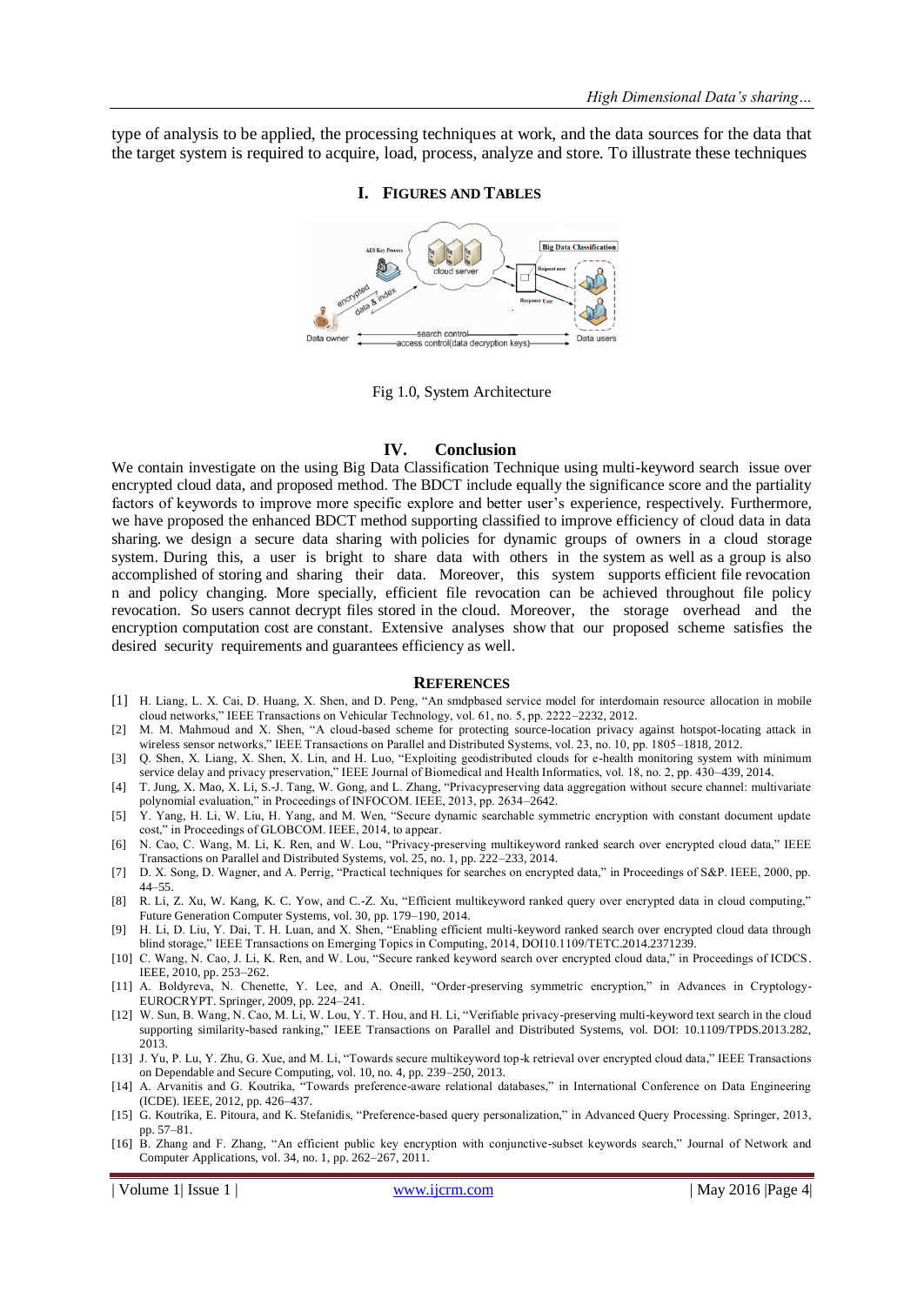type of analysis to be applied, the processing techniques at work, and the data sources for the data that the target system is required to acquire, load, process, analyze and store. To illustrate these techniques

## I. Figures And Tables

Fig 1.0, System Architecture

## IV. Conclusion

We contain investigate on the using Big Data Classification Technique using multi-keyword search issue over encrypted cloud data, and proposed method. The BDCT include equally the significance score and the partiality factors of keywords to improve more specific explore and better user's experience, respectively. Furthermore, we have proposed the enhanced BDCT method supporting classified to improve efficiency of cloud data in data sharing. we design a secure data sharing with policies for dynamic groups of owners in a cloud storage system. During this, a user is bright to share data with others in the system as well as a group is also accomplished of storing and sharing their data. Moreover, this system supports efficient file revocation n and policy changing. More specially, efficient file revocation can be achieved throughout file policy revocation. So users cannot decrypt files stored in the cloud. Moreover, the storage overhead and the encryption computation cost are constant. Extensive analyses show that our proposed scheme satisfies the desired security requirements and guarantees efficiency as well.

## References

[1] H. Liang, L. X. Cai, D. Huang, X. Shen, and D. Peng, "An smdpbased service model for interdomain resource allocation in mobile cloud networks," IEEE Transactions on Vehicular Technology, vol. 61, no. 5, pp. 2222–2232, 2012.

[2] M. M. Mahmoud and X. Shen, "A cloud-based scheme for protecting source-location privacy against hotspot-locating attack in wireless sensor networks," IEEE Transactions on Parallel and Distributed Systems, vol. 23, no. 10, pp. 1805–1818, 2012.

[3] Q. Shen, X. Liang, X. Shen, X. Lin, and H. Luo, "Exploiting geodistributed clouds for e-health monitoring system with minimum service delay and privacy preservation," IEEE Journal of Biomedical and Health Informatics, vol. 18, no. 2, pp. 430–439, 2014.

[4] T. Jung, X. Mao, X. Li, S.-J. Tang, W. Gong, and L. Zhang, "Privacypreserving data aggregation without secure channel: multivariate polynomial evaluation," in Proceedings of INFOCOM. IEEE, 2013, pp. 2634–2642.

[5] Y. Yang, H. Li, W. Liu, H. Yang, and M. Wen, "Secure dynamic searchable symmetric encryption with constant document update cost," in Proceedings of GLOBCOM. IEEE, 2014, to appear.

[6] N. Cao, C. Wang, M. Li, K. Ren, and W. Lou, "Privacy-preserving multikeyword ranked search over encrypted cloud data," IEEE Transactions on Parallel and Distributed Systems, vol. 25, no. 1, pp. 222–233, 2014.

[7] D. X. Song, D. Wagner, and A. Perrig, "Practical techniques for searches on encrypted data," in Proceedings of S&P. IEEE, 2000, pp. 44–55.

[8] R. Li, Z. Xu, W. Kang, K. C. Yow, and C.-Z. Xu, "Efficient multikeyword ranked query over encrypted data in cloud computing," Future Generation Computer Systems, vol. 30, pp. 179–190, 2014.

[9] H. Li, D. Liu, Y. Dai, T. H. Luan, and X. Shen, "Enabling efficient multi-keyword ranked search over encrypted cloud data through blind storage," IEEE Transactions on Emerging Topics in Computing, 2014, DOI10.1109/TETC.2014.2371239.

[10] C. Wang, N. Cao, J. Li, K. Ren, and W. Lou, "Secure ranked keyword search over encrypted cloud data," in Proceedings of ICDCS. IEEE, 2010, pp. 253–262.

[11] A. Boldyreva, N. Chenette, Y. Lee, and A. Oneill, "Order-preserving symmetric encryption," in Advances in Cryptology-EUROCRYPT. Springer, 2009, pp. 224–241.

[12] W. Sun, B. Wang, N. Cao, M. Li, W. Lou, Y. T. Hou, and H. Li, "Verifiable privacy-preserving multi-keyword text search in the cloud supporting similarity-based ranking," IEEE Transactions on Parallel and Distributed Systems, vol. DOI: 10.1109/TPDS.2013.282, 2013.

[13] J. Yu, P. Lu, Y. Zhu, G. Xue, and M. Li, "Towards secure multikeyword top-k retrieval over encrypted cloud data," IEEE Transactions on Dependable and Secure Computing, vol. 10, no. 4, pp. 239–250, 2013.

[14] A. Arvanitis and G. Koutrika, "Towards preference-aware relational databases," in International Conference on Data Engineering (ICDE). IEEE, 2012, pp. 426–437.

[15] G. Koutrika, E. Pitoura, and K. Stefanidis, "Preference-based query personalization," in Advanced Query Processing. Springer, 2013, pp. 57–81.

[16] B. Zhang and F. Zhang, "An efficient public key encryption with conjunctive-subset keywords search," Journal of Network and Computer Applications, vol. 34, no. 1, pp. 262–267, 2011.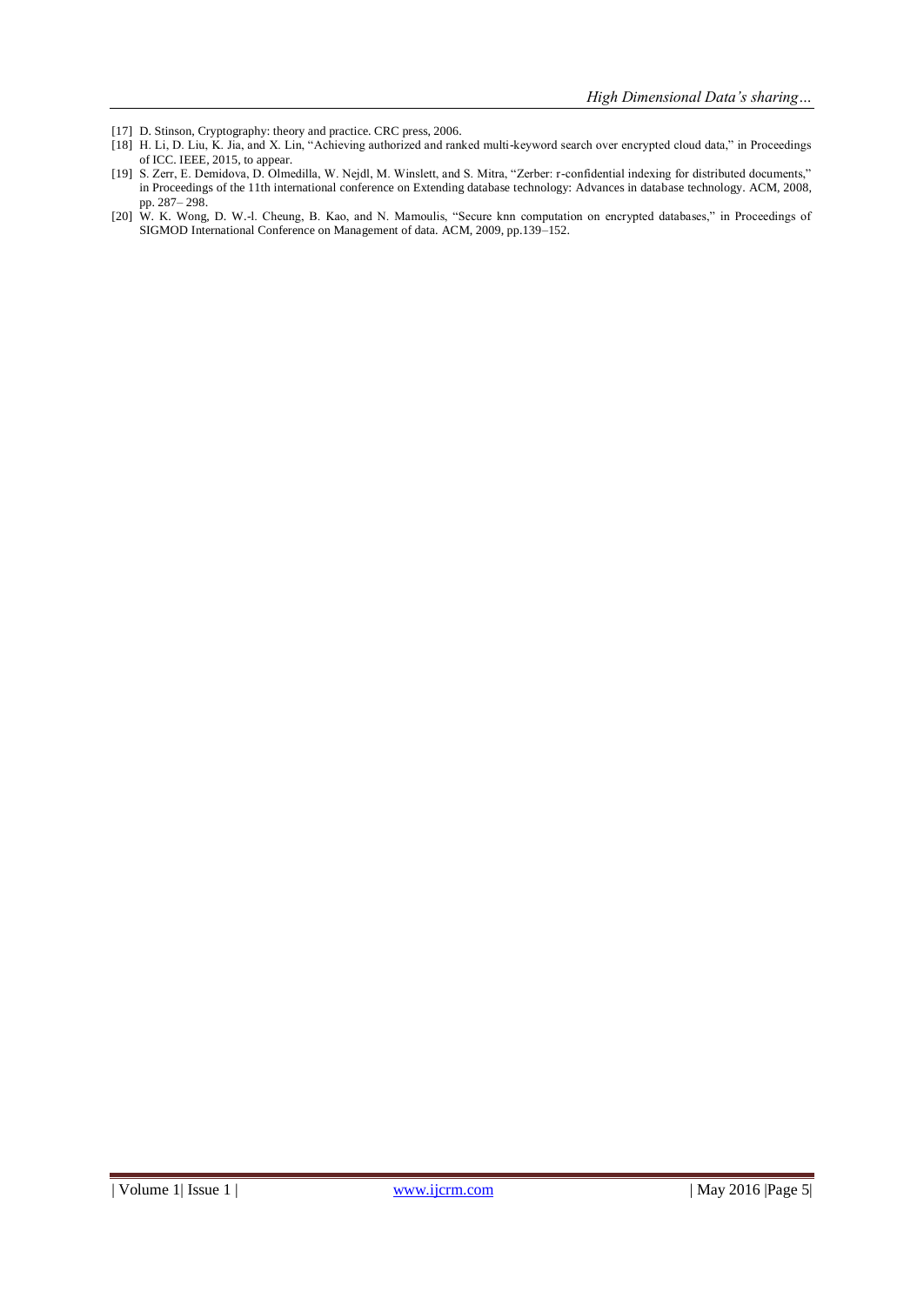[17] D. Stinson, Cryptography: theory and practice. CRC press, 2006.

[18] H. Li, D. Liu, K. Jia, and X. Lin, "Achieving authorized and ranked multi-keyword search over encrypted cloud data," in Proceedings of ICC. IEEE, 2015, to appear.

[19] S. Zerr, E. Demidova, D. Olmedilla, W. Nejdl, M. Winslett, and S. Mitra, "Zerber: r-confidential indexing for distributed documents," in Proceedings of the 11th international conference on Extending database technology: Advances in database technology. ACM, 2008, pp. 287– 298.

[20] W. K. Wong, D. W.-l. Cheung, B. Kao, and N. Mamoulis, "Secure knn computation on encrypted databases," in Proceedings of SIGMOD International Conference on Management of data. ACM, 2009, pp.139–152.